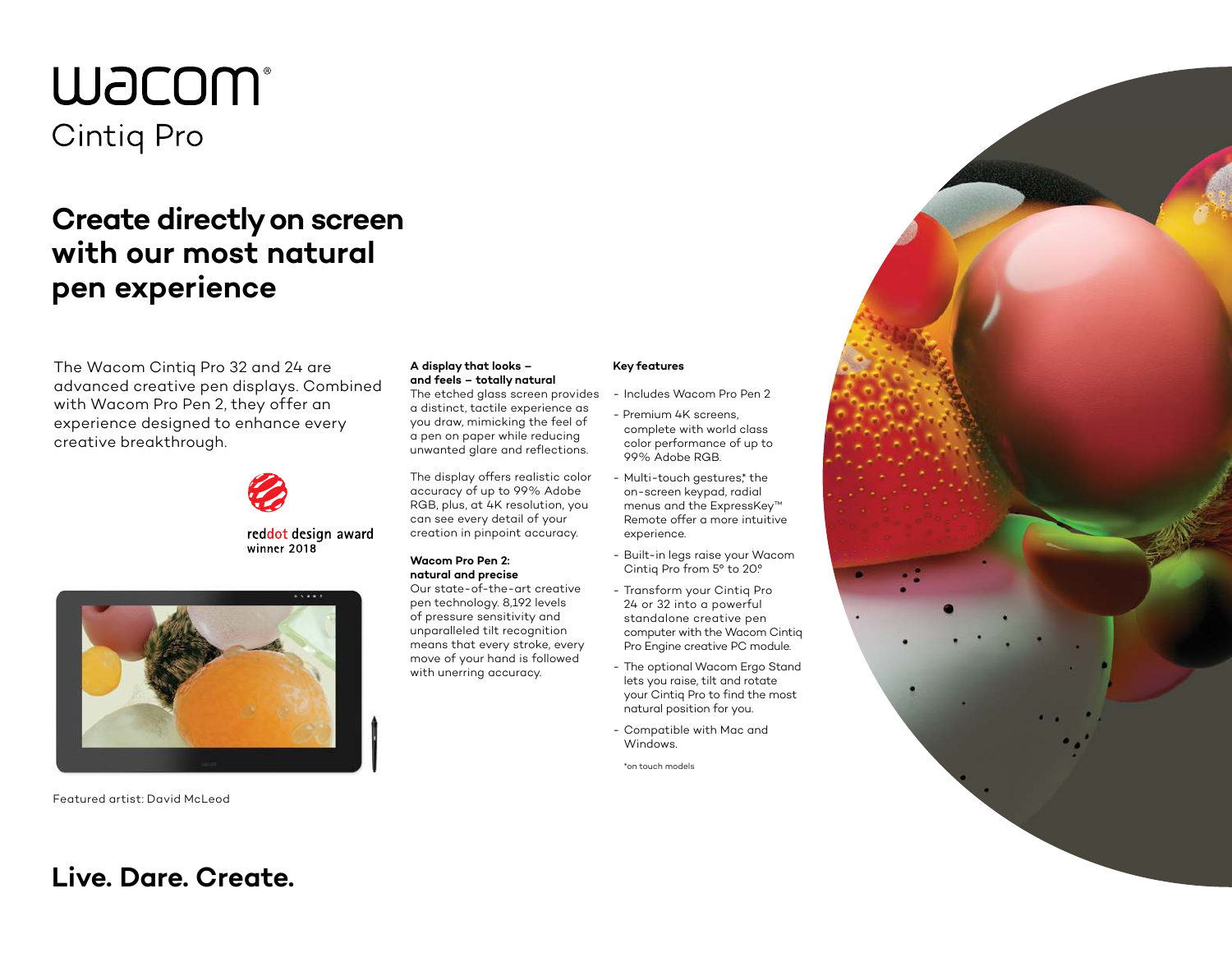# wacom

## Cintiq Pro

## Create directly on screen with our most natural pen experience

The Wacom Cintiq Pro 32 and 24 are advanced creative pen displays. Combined with Wacom Pro Pen 2, they offer an experience designed to enhance every creative breakthrough.

reddot design award
winner 2018

Featured artist: David McLeod

**A display that looks – and feels – totally natural**
The etched glass screen provides a distinct, tactile experience as you draw, mimicking the feel of a pen on paper while reducing unwanted glare and reflections.

The display offers realistic color accuracy of up to 99% Adobe RGB, plus, at 4K resolution, you can see every detail of your creation in pinpoint accuracy.

**Wacom Pro Pen 2: natural and precise**
Our state-of-the-art creative pen technology. 8,192 levels of pressure sensitivity and unparalleled tilt recognition means that every stroke, every move of your hand is followed with unerring accuracy.

**Key features**

- Includes Wacom Pro Pen 2
- Premium 4K screens, complete with world class color performance of up to 99% Adobe RGB.
- Multi-touch gestures,* the on-screen keypad, radial menus and the ExpressKey™ Remote offer a more intuitive experience.
- Built-in legs raise your Wacom Cintiq Pro from 5° to 20°.
- Transform your Cintiq Pro 24 or 32 into a powerful standalone creative pen computer with the Wacom Cintiq Pro Engine creative PC module.
- The optional Wacom Ergo Stand lets you raise, tilt and rotate your Cintiq Pro to find the most natural position for you.
- Compatible with Mac and Windows.

*on touch models

**Live. Dare. Create.**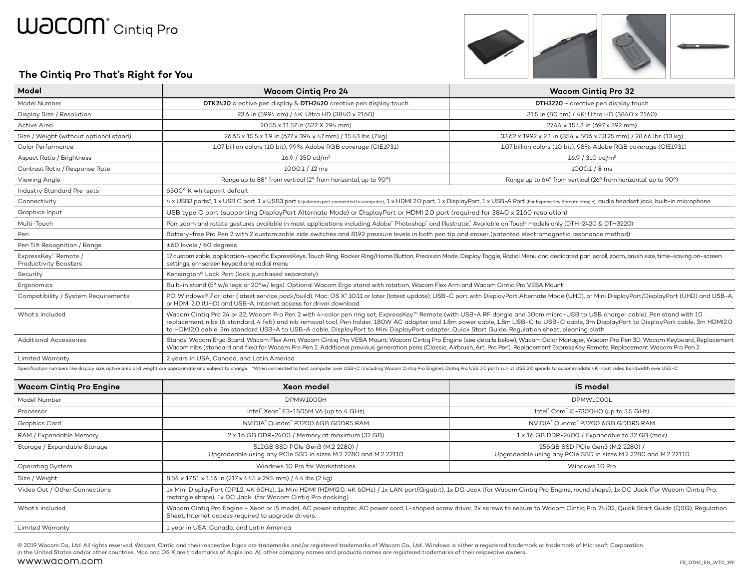# Wacom Cintiq Pro

## The Cintiq Pro That's Right for You

| Model | Wacom Cintiq Pro 24 | Wacom Cintiq Pro 32 |
|---|---|---|
| Model Number | **DTK2420** creative pen display & **DTH2420** creative pen display touch | **DTH3220** - creative pen display touch |
| Display Size / Resolution | 23.6 in (59.94 cm) / 4K: Ultra HD (3840 x 2160) | 31.5 in (80 cm) / 4K: Ultra HD (3840 x 2160) |
| Active Area | 20.55 x 11.57 in (522 X 294 mm) | 27.44 x 15.43 in (697 x 392 mm) |
| Size / Weight (without optional stand) | 26.65 x 15.5 x 1.9 in (677 x 394 x 47 mm) / 15.43 lbs (7 kg) | 33.62 x 19.92 x 2.1 in (854 x 506 x 53.25 mm) / 28.66 lbs (13 kg) |
| Color Performance | 1.07 billion colors (10 bit), 99% Adobe RGB coverage (CIE1931) | 1.07 billion colors (10 bit), 98% Adobe RGB coverage (CIE1931) |
| Aspect Ratio / Brightness | 16:9 / 350 cd/m² | 16:9 / 310 cd/m² |
| Contrast Ratio / Response Rate | 1000:1 / 12 ms | 1000:1 / 8 ms |
| Viewing Angle | Range up to 88° from vertical (2° from horizontal, up to 90°) | Range up to 64° from vertical (26° from horizontal, up to 90°) |
| Industry Standard Pre-sets | 6500° K whitepoint default | |
| Connectivity | 4 x USB3 ports*, 1 x USB C port, 1 x USB3 port (Upstream port connected to computer), 1 x HDMI 2.0 port, 1 x DisplayPort, 1 x USB-A Port (For ExpressKey Remote dongle), audio headset jack, built-in microphone | |
| Graphics Input | USB type C port (supporting DisplayPort Alternate Mode) or DisplayPort or HDMI 2.0 port (required for 3840 x 2160 resolution) | |
| Multi-Touch | Pan, zoom and rotate gestures available in most applications including Adobe® Photoshop® and Illustrator®. Available on Touch models only (DTH-2420 & DTH3220) | |
| Pen | Battery-free Pro Pen 2 with 2 customizable side switches and 8192 pressure levels in both pen tip and eraser (patented electromagnetic resonance method) | |
| Pen Tilt Recognition / Range | ±60 levels / 60 degrees | |
| ExpressKey™ Remote / Productivity Boosters | 17 customizable, application-specific ExpressKeys, Touch Ring, Rocker Ring/Home Button, Precision Mode, Display Toggle, Radial Menu and dedicated pan, scroll, zoom, brush size, time-saving on-screen settings, on-screen keypad and radial menu | |
| Security | Kensington® Lock Port (lock purchased separately) | |
| Ergonomics | Built-in stand (5° w/o legs or 20°w/ legs). Optional Wacom Ergo stand with rotation, Wacom Flex Arm and Wacom Cintiq Pro VESA Mount | |
| Compatibility / System Requirements | PC: Windows® 7 or later (latest service pack/build), Mac: OS X® 10.11 or later (latest update); USB-C port with DisplayPort Alternate Mode (UHD), or Mini DisplayPort/DisplayPort (UHD) and USB-A, or HDMI 2.0 (UHD) and USB-A; Internet access for driver download. | |
| What's Included | Wacom Cintiq Pro 24 or 32, Wacom Pro Pen 2 with 4-color pen ring set, ExpressKey™ Remote (with USB-A RF dongle and 30cm micro-USB to USB charger cable), Pen stand with 10 replacement nibs (6 standard, 4 felt) and nib removal tool, Pen holder, 180W AC adapter and 1.8m power cable, 1.8m USB-C to USB-C cable, 3m DisplayPort to DisplayPort cable, 3m HDMI2.0 to HDMI2.0 cable, 3m standard USB-A to USB-A cable, DisplayPort to Mini DisplayPort adapter, Quick Start Guide, Regulation sheet, cleaning cloth | |
| Additional Accessories | Stands: Wacom Ergo Stand, Wacom Flex Arm, Wacom Cintiq Pro VESA Mount; Wacom Cintiq Pro Engine (see details below), Wacom Color Manager, Wacom Pro Pen 3D, Wacom Keyboard, Replacement Wacom nibs (standard and flex) for Wacom Pro Pen 2, Additional previous generation pens (Classic, Airbrush, Art, Pro Pen), Replacement ExpressKey Remote, Replacement Wacom Pro Pen 2 | |
| Limited Warranty | 2 years in USA, Canada, and Latin America | |

Specification numbers like display size, active area and weight are approximate and subject to change. *When connected to host computer over USB-C (including Wacom Cintiq Pro Engine), Cintiq Pro USB 3.0 ports run at USB 2.0 speeds to accommodate 4K input video bandwidth over USB-C.

| Wacom Cintiq Pro Engine | Xeon model | i5 model |
|---|---|---|
| Model Number | DPMW1000H | DPMW1000L |
| Processor | Intel® Xeon® E3-1505M V6 (up to 4 GHz) | Intel® Core™ i5-7300HQ (up to 3.5 GHz) |
| Graphics Card | NVIDIA® Quadro® P3200 6GB GDDR5 RAM | NVIDIA® Quadro® P3200 6GB GDDR5 RAM |
| RAM / Expandable Memory | 2 x 16 GB DDR-2400 / Memory at maximum (32 GB) | 1 x 16 GB DDR-2400 / Expandable to 32 GB (max) |
| Storage / Expandable Storage | 512GB SSD PCIe Gen3 (M.2 2280) / Upgradeable using any PCIe SSD in sizes M.2 2280 and M.2 22110 | 256GB SSD PCIe Gen3 (M.2 2280) / Upgradeable using any PCIe SSD in sizes M.2 2280 and M.2 22110 |
| Operating System | Windows 10 Pro for Workstations | Windows 10 Pro |
| Size / Weight | 8.54 x 17.51 x 1.16 in (217 x 445 x 29.5 mm) / 4.4 lbs (2 kg) | |
| Video Out / Other Connections | 1x Mini DisplayPort (DP1.2, 4K 60Hz), 1x Mini HDMI (HDMI2.0, 4K 60Hz) / 1x LAN port(Gigabit), 1x DC Jack (for Wacom Cintiq Pro Engine, round shape), 1x DC Jack (for Wacom Cintiq Pro, rectangle shape), 1x DC Jack (for Wacom Cintiq Pro docking) | |
| What's Included | Wacom Cintiq Pro Engine - Xeon or i5 model, AC power adapter, AC power cord, L-shaped screw driver, 2x screws to secure to Wacom Cintiq Pro 24/32, Quick Start Guide (QSG), Regulation Sheet. Internet access required to upgrade drivers. | |
| Limited Warranty | 1 year in USA, Canada, and Latin America | |

© 2019 Wacom Co., Ltd. All rights reserved. Wacom, Cintiq and their respective logos are trademarks and/or registered trademarks of Wacom Co., Ltd.. Windows is either a registered trademark or trademark of Microsoft Corporation in the United States and/or other countries. Mac and OS X are trademarks of Apple Inc. All other company names and products names are registered trademarks of their respective owners.

www.wacom.com

FS_DTH2_EN_WTC_19F